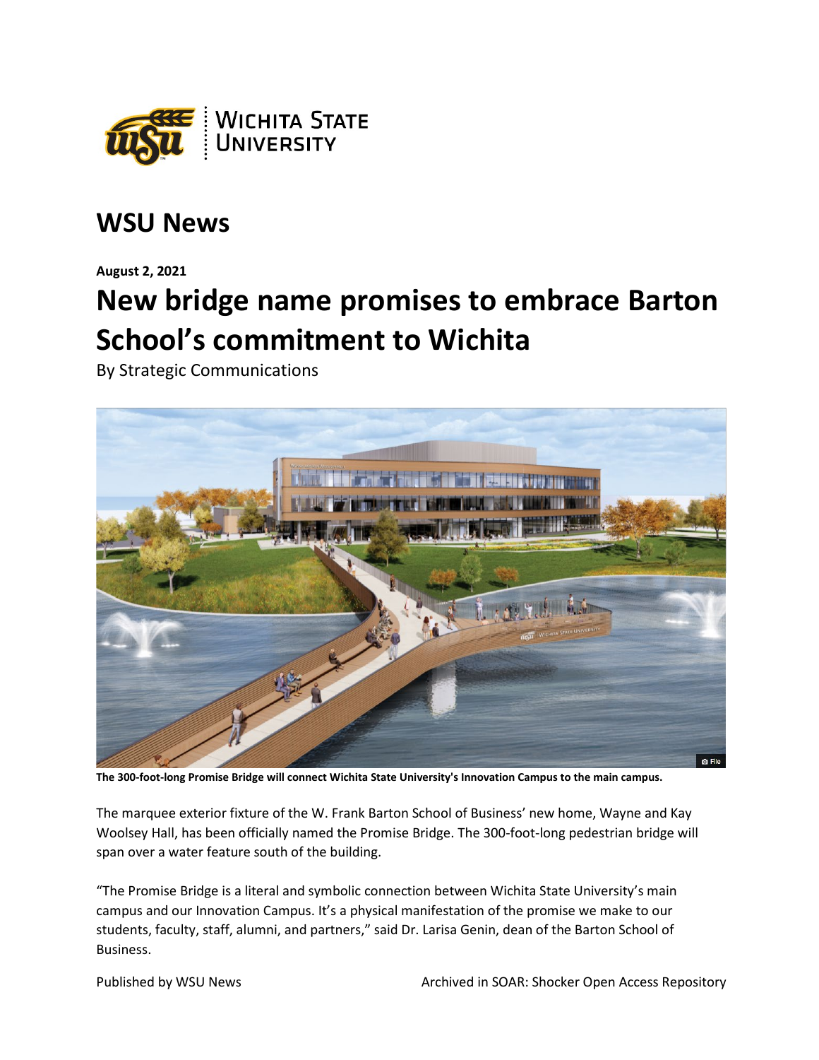# WSU News

**August 2, 2021**

# New bridge name promises to embrace Barton School's commitment to Wichita

By Strategic Communications

**The 300-foot-long Promise Bridge will connect Wichita State University's Innovation Campus to the main campus.**

The marquee exterior fixture of the W. Frank Barton School of Business' new home, Wayne and Kay Woolsey Hall, has been officially named the Promise Bridge. The 300-foot-long pedestrian bridge will span over a water feature south of the building.

"The Promise Bridge is a literal and symbolic connection between Wichita State University's main campus and our Innovation Campus. It's a physical manifestation of the promise we make to our students, faculty, staff, alumni, and partners," said Dr. Larisa Genin, dean of the Barton School of Business.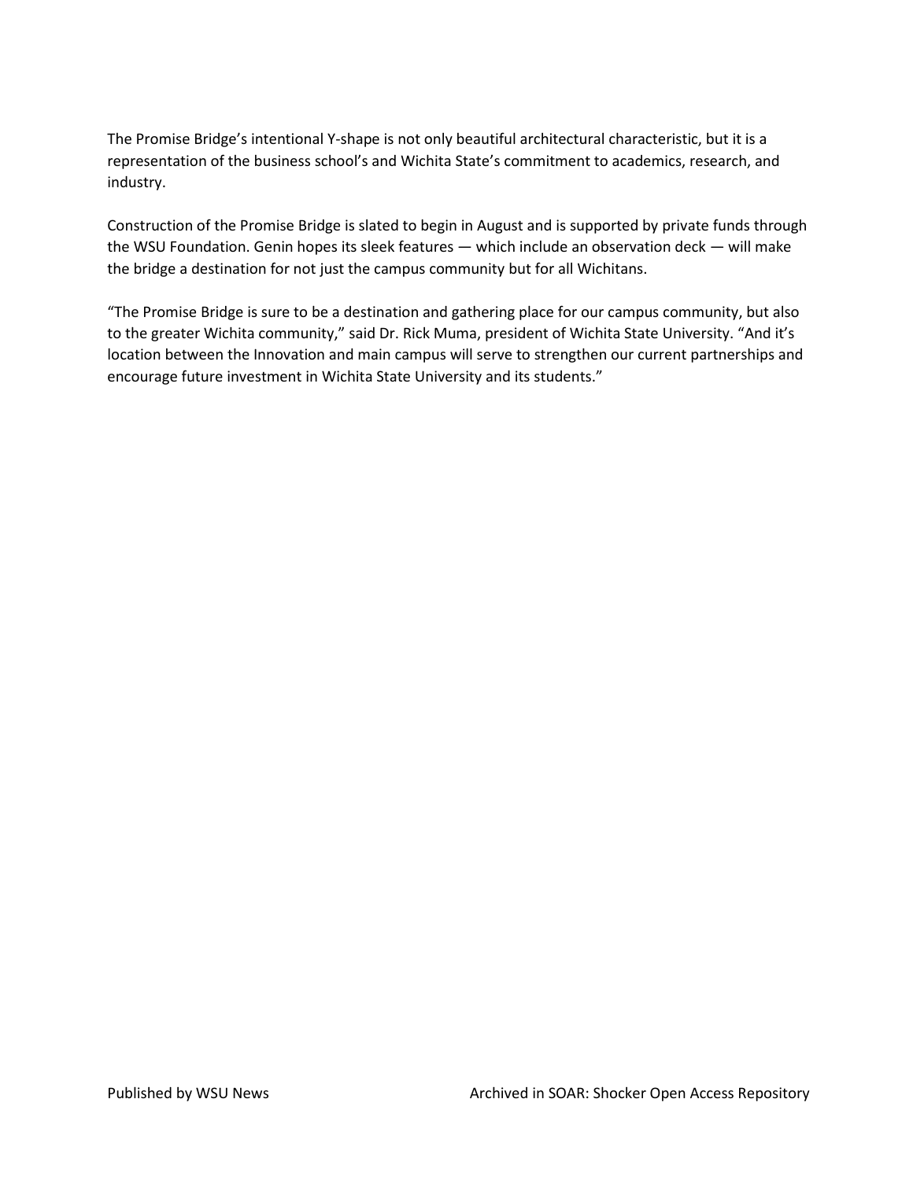The Promise Bridge's intentional Y-shape is not only beautiful architectural characteristic, but it is a representation of the business school's and Wichita State's commitment to academics, research, and industry.

Construction of the Promise Bridge is slated to begin in August and is supported by private funds through the WSU Foundation. Genin hopes its sleek features — which include an observation deck — will make the bridge a destination for not just the campus community but for all Wichitans.

"The Promise Bridge is sure to be a destination and gathering place for our campus community, but also to the greater Wichita community," said Dr. Rick Muma, president of Wichita State University. "And it's location between the Innovation and main campus will serve to strengthen our current partnerships and encourage future investment in Wichita State University and its students."